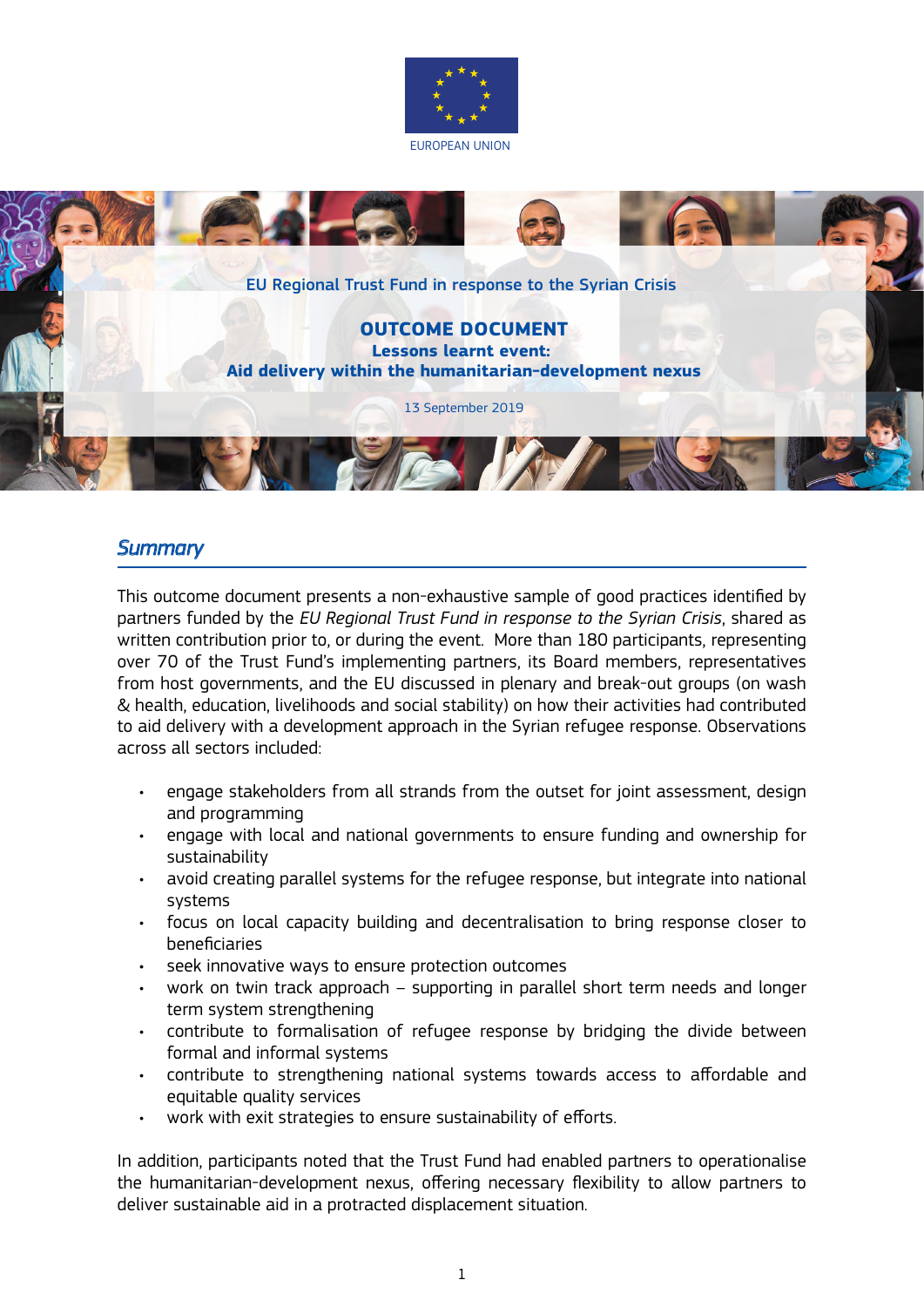EUROPEAN UNION

EU Regional Trust Fund in response to the Syrian Crisis

# OUTCOME DOCUMENT

## Lessons learnt event: Aid delivery within the humanitarian-development nexus

13 September 2019

## Summary

This outcome document presents a non-exhaustive sample of good practices identified by partners funded by the *EU Regional Trust Fund in response to the Syrian Crisis*, shared as written contribution prior to, or during the event. More than 180 participants, representing over 70 of the Trust Fund's implementing partners, its Board members, representatives from host governments, and the EU discussed in plenary and break-out groups (on wash & health, education, livelihoods and social stability) on how their activities had contributed to aid delivery with a development approach in the Syrian refugee response. Observations across all sectors included:

- engage stakeholders from all strands from the outset for joint assessment, design and programming
- engage with local and national governments to ensure funding and ownership for sustainability
- avoid creating parallel systems for the refugee response, but integrate into national systems
- focus on local capacity building and decentralisation to bring response closer to beneficiaries
- seek innovative ways to ensure protection outcomes
- work on twin track approach – supporting in parallel short term needs and longer term system strengthening
- contribute to formalisation of refugee response by bridging the divide between formal and informal systems
- contribute to strengthening national systems towards access to affordable and equitable quality services
- work with exit strategies to ensure sustainability of efforts.

In addition, participants noted that the Trust Fund had enabled partners to operationalise the humanitarian-development nexus, offering necessary flexibility to allow partners to deliver sustainable aid in a protracted displacement situation.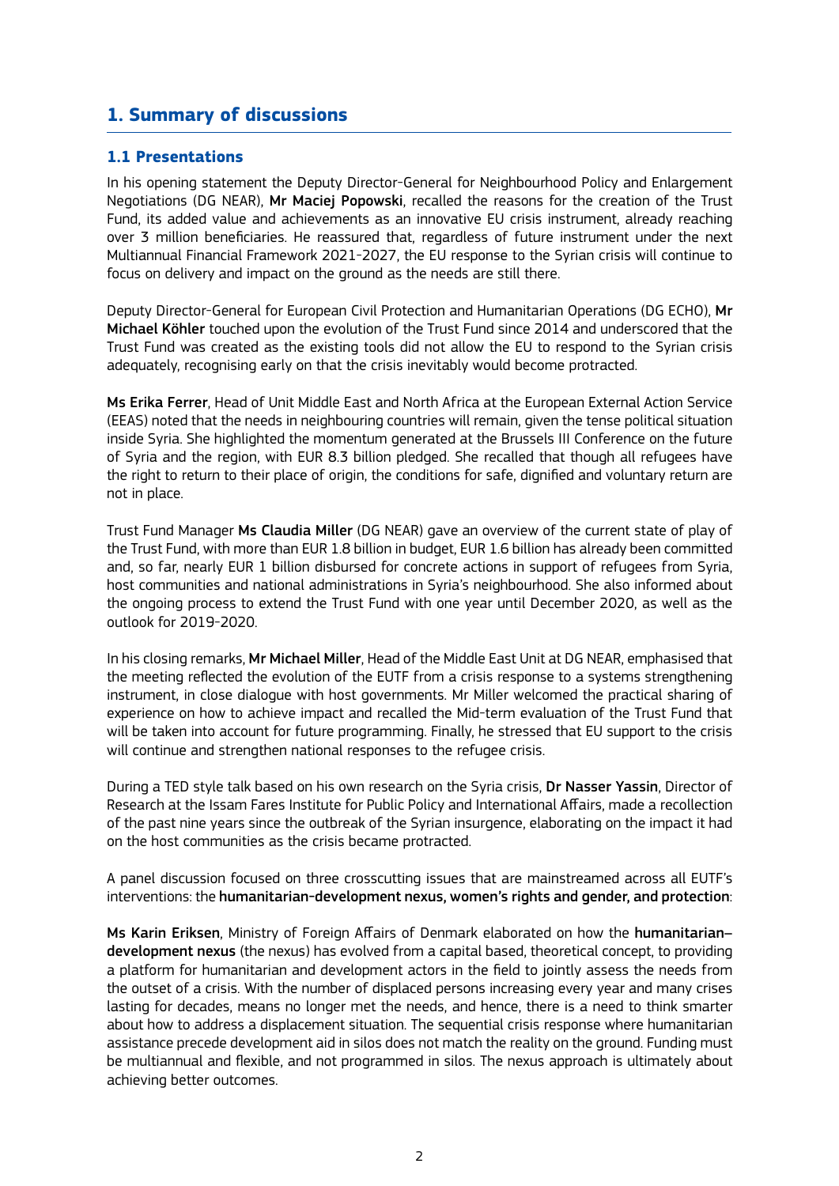## 1. Summary of discussions

### 1.1 Presentations

In his opening statement the Deputy Director-General for Neighbourhood Policy and Enlargement Negotiations (DG NEAR), **Mr Maciej Popowski**, recalled the reasons for the creation of the Trust Fund, its added value and achievements as an innovative EU crisis instrument, already reaching over 3 million beneficiaries. He reassured that, regardless of future instrument under the next Multiannual Financial Framework 2021-2027, the EU response to the Syrian crisis will continue to focus on delivery and impact on the ground as the needs are still there.

Deputy Director-General for European Civil Protection and Humanitarian Operations (DG ECHO), **Mr Michael Köhler** touched upon the evolution of the Trust Fund since 2014 and underscored that the Trust Fund was created as the existing tools did not allow the EU to respond to the Syrian crisis adequately, recognising early on that the crisis inevitably would become protracted.

**Ms Erika Ferrer**, Head of Unit Middle East and North Africa at the European External Action Service (EEAS) noted that the needs in neighbouring countries will remain, given the tense political situation inside Syria. She highlighted the momentum generated at the Brussels III Conference on the future of Syria and the region, with EUR 8.3 billion pledged. She recalled that though all refugees have the right to return to their place of origin, the conditions for safe, dignified and voluntary return are not in place.

Trust Fund Manager **Ms Claudia Miller** (DG NEAR) gave an overview of the current state of play of the Trust Fund, with more than EUR 1.8 billion in budget, EUR 1.6 billion has already been committed and, so far, nearly EUR 1 billion disbursed for concrete actions in support of refugees from Syria, host communities and national administrations in Syria's neighbourhood. She also informed about the ongoing process to extend the Trust Fund with one year until December 2020, as well as the outlook for 2019-2020.

In his closing remarks, **Mr Michael Miller**, Head of the Middle East Unit at DG NEAR, emphasised that the meeting reflected the evolution of the EUTF from a crisis response to a systems strengthening instrument, in close dialogue with host governments. Mr Miller welcomed the practical sharing of experience on how to achieve impact and recalled the Mid-term evaluation of the Trust Fund that will be taken into account for future programming. Finally, he stressed that EU support to the crisis will continue and strengthen national responses to the refugee crisis.

During a TED style talk based on his own research on the Syria crisis, **Dr Nasser Yassin**, Director of Research at the Issam Fares Institute for Public Policy and International Affairs, made a recollection of the past nine years since the outbreak of the Syrian insurgence, elaborating on the impact it had on the host communities as the crisis became protracted.

A panel discussion focused on three crosscutting issues that are mainstreamed across all EUTF's interventions: the **humanitarian-development nexus, women's rights and gender, and protection**:

**Ms Karin Eriksen**, Ministry of Foreign Affairs of Denmark elaborated on how the **humanitarian–development nexus** (the nexus) has evolved from a capital based, theoretical concept, to providing a platform for humanitarian and development actors in the field to jointly assess the needs from the outset of a crisis. With the number of displaced persons increasing every year and many crises lasting for decades, means no longer met the needs, and hence, there is a need to think smarter about how to address a displacement situation. The sequential crisis response where humanitarian assistance precede development aid in silos does not match the reality on the ground. Funding must be multiannual and flexible, and not programmed in silos. The nexus approach is ultimately about achieving better outcomes.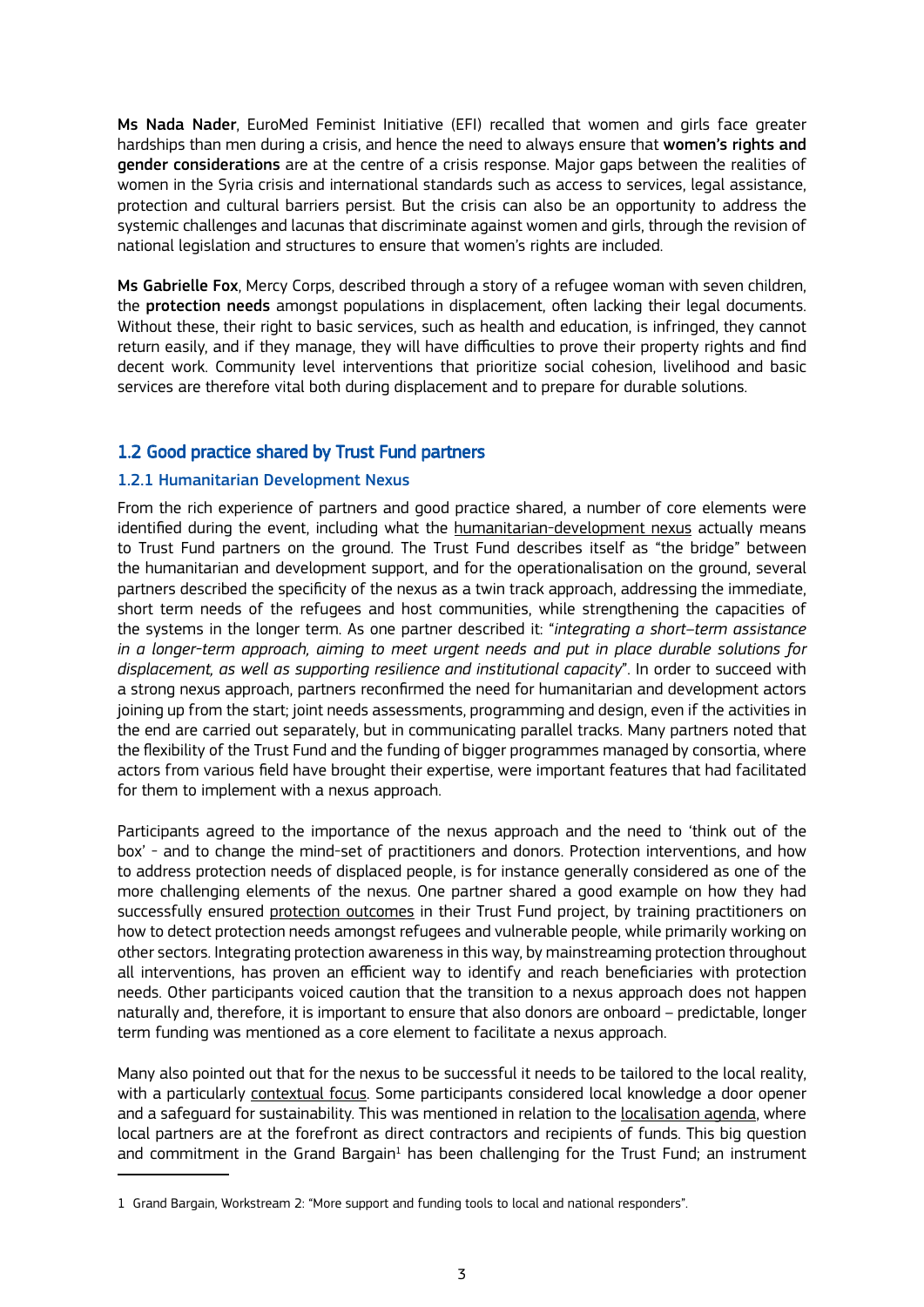**Ms Nada Nader**, EuroMed Feminist Initiative (EFI) recalled that women and girls face greater hardships than men during a crisis, and hence the need to always ensure that **women's rights and gender considerations** are at the centre of a crisis response. Major gaps between the realities of women in the Syria crisis and international standards such as access to services, legal assistance, protection and cultural barriers persist. But the crisis can also be an opportunity to address the systemic challenges and lacunas that discriminate against women and girls, through the revision of national legislation and structures to ensure that women's rights are included.

**Ms Gabrielle Fox**, Mercy Corps, described through a story of a refugee woman with seven children, the **protection needs** amongst populations in displacement, often lacking their legal documents. Without these, their right to basic services, such as health and education, is infringed, they cannot return easily, and if they manage, they will have difficulties to prove their property rights and find decent work. Community level interventions that prioritize social cohesion, livelihood and basic services are therefore vital both during displacement and to prepare for durable solutions.

## 1.2 Good practice shared by Trust Fund partners

### 1.2.1 Humanitarian Development Nexus

From the rich experience of partners and good practice shared, a number of core elements were identified during the event, including what the humanitarian-development nexus actually means to Trust Fund partners on the ground. The Trust Fund describes itself as "the bridge" between the humanitarian and development support, and for the operationalisation on the ground, several partners described the specificity of the nexus as a twin track approach, addressing the immediate, short term needs of the refugees and host communities, while strengthening the capacities of the systems in the longer term. As one partner described it: "*integrating a short-term assistance in a longer-term approach, aiming to meet urgent needs and put in place durable solutions for displacement, as well as supporting resilience and institutional capacity*". In order to succeed with a strong nexus approach, partners reconfirmed the need for humanitarian and development actors joining up from the start; joint needs assessments, programming and design, even if the activities in the end are carried out separately, but in communicating parallel tracks. Many partners noted that the flexibility of the Trust Fund and the funding of bigger programmes managed by consortia, where actors from various field have brought their expertise, were important features that had facilitated for them to implement with a nexus approach.

Participants agreed to the importance of the nexus approach and the need to 'think out of the box' - and to change the mind-set of practitioners and donors. Protection interventions, and how to address protection needs of displaced people, is for instance generally considered as one of the more challenging elements of the nexus. One partner shared a good example on how they had successfully ensured protection outcomes in their Trust Fund project, by training practitioners on how to detect protection needs amongst refugees and vulnerable people, while primarily working on other sectors. Integrating protection awareness in this way, by mainstreaming protection throughout all interventions, has proven an efficient way to identify and reach beneficiaries with protection needs. Other participants voiced caution that the transition to a nexus approach does not happen naturally and, therefore, it is important to ensure that also donors are onboard – predictable, longer term funding was mentioned as a core element to facilitate a nexus approach.

Many also pointed out that for the nexus to be successful it needs to be tailored to the local reality, with a particularly contextual focus. Some participants considered local knowledge a door opener and a safeguard for sustainability. This was mentioned in relation to the localisation agenda, where local partners are at the forefront as direct contractors and recipients of funds. This big question and commitment in the Grand Bargain[1] has been challenging for the Trust Fund; an instrument

---

[1] Grand Bargain, Workstream 2: "More support and funding tools to local and national responders".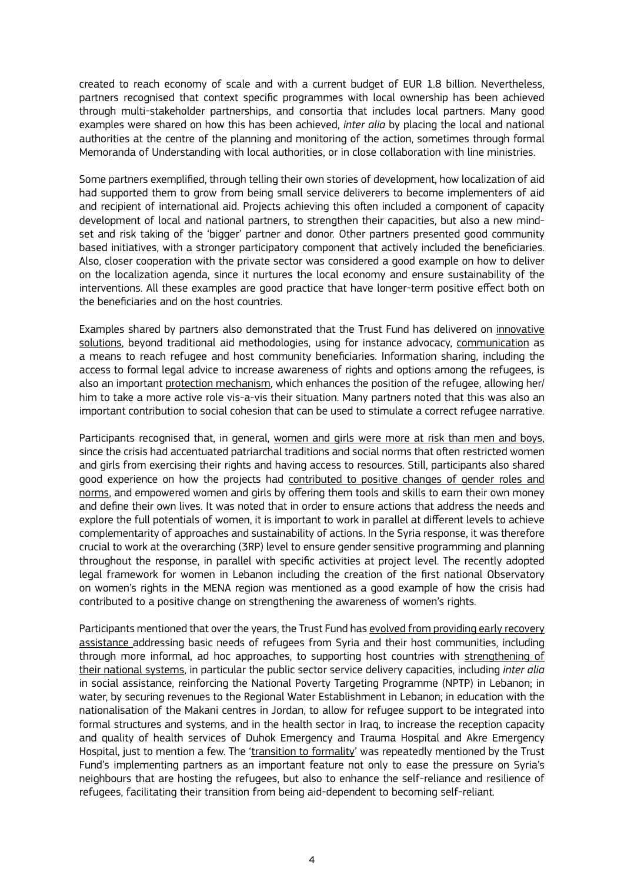created to reach economy of scale and with a current budget of EUR 1.8 billion. Nevertheless, partners recognised that context specific programmes with local ownership has been achieved through multi-stakeholder partnerships, and consortia that includes local partners. Many good examples were shared on how this has been achieved, *inter alia* by placing the local and national authorities at the centre of the planning and monitoring of the action, sometimes through formal Memoranda of Understanding with local authorities, or in close collaboration with line ministries.

Some partners exemplified, through telling their own stories of development, how localization of aid had supported them to grow from being small service deliverers to become implementers of aid and recipient of international aid. Projects achieving this often included a component of capacity development of local and national partners, to strengthen their capacities, but also a new mind-set and risk taking of the 'bigger' partner and donor. Other partners presented good community based initiatives, with a stronger participatory component that actively included the beneficiaries. Also, closer cooperation with the private sector was considered a good example on how to deliver on the localization agenda, since it nurtures the local economy and ensure sustainability of the interventions. All these examples are good practice that have longer-term positive effect both on the beneficiaries and on the host countries.

Examples shared by partners also demonstrated that the Trust Fund has delivered on <u>innovative solutions</u>, beyond traditional aid methodologies, using for instance advocacy, <u>communication</u> as a means to reach refugee and host community beneficiaries. Information sharing, including the access to formal legal advice to increase awareness of rights and options among the refugees, is also an important <u>protection mechanism</u>, which enhances the position of the refugee, allowing her/him to take a more active role vis-a-vis their situation. Many partners noted that this was also an important contribution to social cohesion that can be used to stimulate a correct refugee narrative.

Participants recognised that, in general, <u>women and girls were more at risk than men and boys</u>, since the crisis had accentuated patriarchal traditions and social norms that often restricted women and girls from exercising their rights and having access to resources. Still, participants also shared good experience on how the projects had <u>contributed to positive changes of gender roles and norms</u>, and empowered women and girls by offering them tools and skills to earn their own money and define their own lives. It was noted that in order to ensure actions that address the needs and explore the full potentials of women, it is important to work in parallel at different levels to achieve complementarity of approaches and sustainability of actions. In the Syria response, it was therefore crucial to work at the overarching (3RP) level to ensure gender sensitive programming and planning throughout the response, in parallel with specific activities at project level. The recently adopted legal framework for women in Lebanon including the creation of the first national Observatory on women's rights in the MENA region was mentioned as a good example of how the crisis had contributed to a positive change on strengthening the awareness of women's rights.

Participants mentioned that over the years, the Trust Fund has <u>evolved from providing early recovery assistance</u> addressing basic needs of refugees from Syria and their host communities, including through more informal, ad hoc approaches, to supporting host countries with <u>strengthening of their national systems</u>, in particular the public sector service delivery capacities, including *inter alia* in social assistance, reinforcing the National Poverty Targeting Programme (NPTP) in Lebanon; in water, by securing revenues to the Regional Water Establishment in Lebanon; in education with the nationalisation of the Makani centres in Jordan, to allow for refugee support to be integrated into formal structures and systems, and in the health sector in Iraq, to increase the reception capacity and quality of health services of Duhok Emergency and Trauma Hospital and Akre Emergency Hospital, just to mention a few. The '<u>transition to formality</u>' was repeatedly mentioned by the Trust Fund's implementing partners as an important feature not only to ease the pressure on Syria's neighbours that are hosting the refugees, but also to enhance the self-reliance and resilience of refugees, facilitating their transition from being aid-dependent to becoming self-reliant.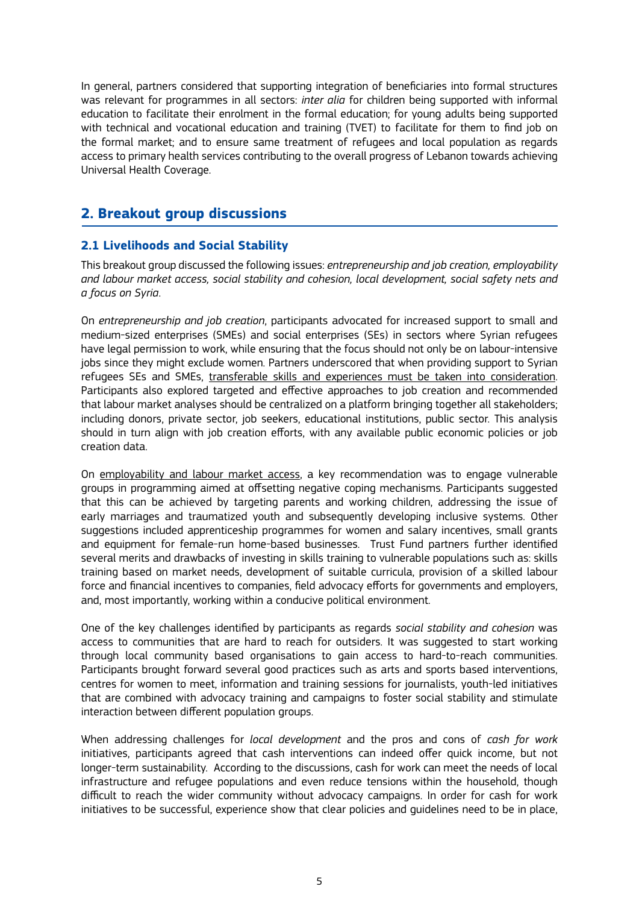In general, partners considered that supporting integration of beneficiaries into formal structures was relevant for programmes in all sectors: *inter alia* for children being supported with informal education to facilitate their enrolment in the formal education; for young adults being supported with technical and vocational education and training (TVET) to facilitate for them to find job on the formal market; and to ensure same treatment of refugees and local population as regards access to primary health services contributing to the overall progress of Lebanon towards achieving Universal Health Coverage.

## 2. Breakout group discussions

### 2.1 Livelihoods and Social Stability

This breakout group discussed the following issues: *entrepreneurship and job creation, employability and labour market access, social stability and cohesion, local development, social safety nets and a focus on Syria*.

On *entrepreneurship and job creation*, participants advocated for increased support to small and medium-sized enterprises (SMEs) and social enterprises (SEs) in sectors where Syrian refugees have legal permission to work, while ensuring that the focus should not only be on labour-intensive jobs since they might exclude women. Partners underscored that when providing support to Syrian refugees SEs and SMEs, <u>transferable skills and experiences must be taken into consideration</u>. Participants also explored targeted and effective approaches to job creation and recommended that labour market analyses should be centralized on a platform bringing together all stakeholders; including donors, private sector, job seekers, educational institutions, public sector. This analysis should in turn align with job creation efforts, with any available public economic policies or job creation data.

On <u>employability and labour market access</u>, a key recommendation was to engage vulnerable groups in programming aimed at offsetting negative coping mechanisms. Participants suggested that this can be achieved by targeting parents and working children, addressing the issue of early marriages and traumatized youth and subsequently developing inclusive systems. Other suggestions included apprenticeship programmes for women and salary incentives, small grants and equipment for female-run home-based businesses. Trust Fund partners further identified several merits and drawbacks of investing in skills training to vulnerable populations such as: skills training based on market needs, development of suitable curricula, provision of a skilled labour force and financial incentives to companies, field advocacy efforts for governments and employers, and, most importantly, working within a conducive political environment.

One of the key challenges identified by participants as regards *social stability and cohesion* was access to communities that are hard to reach for outsiders. It was suggested to start working through local community based organisations to gain access to hard-to-reach communities. Participants brought forward several good practices such as arts and sports based interventions, centres for women to meet, information and training sessions for journalists, youth-led initiatives that are combined with advocacy training and campaigns to foster social stability and stimulate interaction between different population groups.

When addressing challenges for *local development* and the pros and cons of *cash for work* initiatives, participants agreed that cash interventions can indeed offer quick income, but not longer-term sustainability. According to the discussions, cash for work can meet the needs of local infrastructure and refugee populations and even reduce tensions within the household, though difficult to reach the wider community without advocacy campaigns. In order for cash for work initiatives to be successful, experience show that clear policies and guidelines need to be in place,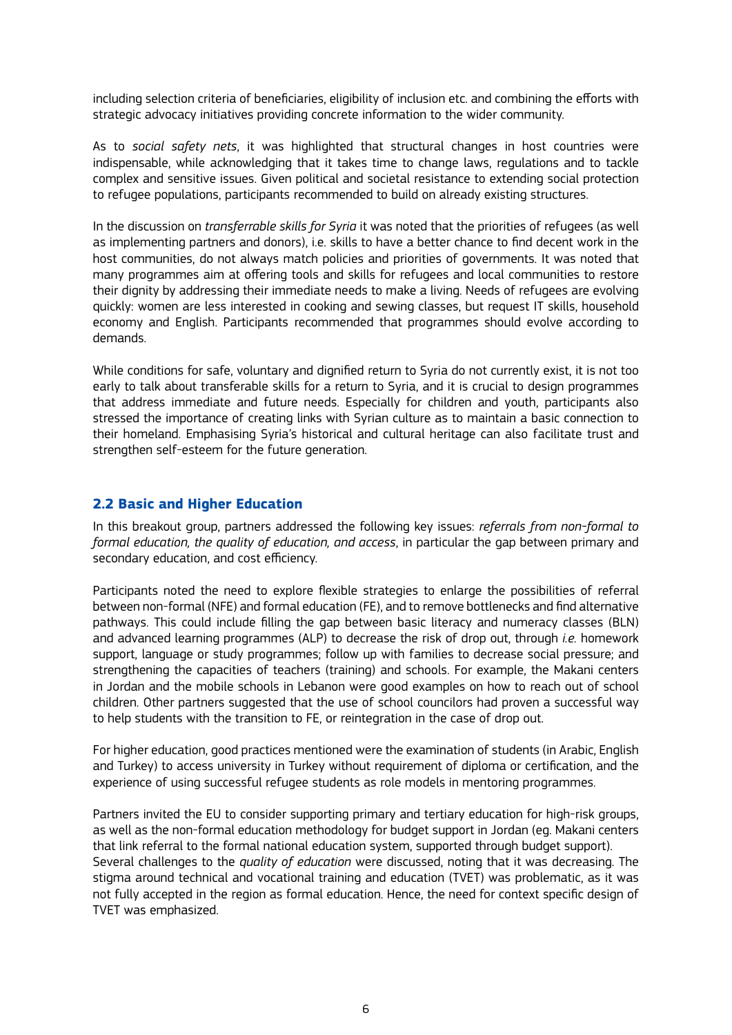including selection criteria of beneficiaries, eligibility of inclusion etc. and combining the efforts with strategic advocacy initiatives providing concrete information to the wider community.

As to *social safety nets*, it was highlighted that structural changes in host countries were indispensable, while acknowledging that it takes time to change laws, regulations and to tackle complex and sensitive issues. Given political and societal resistance to extending social protection to refugee populations, participants recommended to build on already existing structures.

In the discussion on *transferrable skills for Syria* it was noted that the priorities of refugees (as well as implementing partners and donors), i.e. skills to have a better chance to find decent work in the host communities, do not always match policies and priorities of governments. It was noted that many programmes aim at offering tools and skills for refugees and local communities to restore their dignity by addressing their immediate needs to make a living. Needs of refugees are evolving quickly: women are less interested in cooking and sewing classes, but request IT skills, household economy and English. Participants recommended that programmes should evolve according to demands.

While conditions for safe, voluntary and dignified return to Syria do not currently exist, it is not too early to talk about transferable skills for a return to Syria, and it is crucial to design programmes that address immediate and future needs. Especially for children and youth, participants also stressed the importance of creating links with Syrian culture as to maintain a basic connection to their homeland. Emphasising Syria's historical and cultural heritage can also facilitate trust and strengthen self-esteem for the future generation.

## 2.2 Basic and Higher Education

In this breakout group, partners addressed the following key issues: *referrals from non-formal to formal education, the quality of education, and access*, in particular the gap between primary and secondary education, and cost efficiency.

Participants noted the need to explore flexible strategies to enlarge the possibilities of referral between non-formal (NFE) and formal education (FE), and to remove bottlenecks and find alternative pathways. This could include filling the gap between basic literacy and numeracy classes (BLN) and advanced learning programmes (ALP) to decrease the risk of drop out, through *i.e.* homework support, language or study programmes; follow up with families to decrease social pressure; and strengthening the capacities of teachers (training) and schools. For example, the Makani centers in Jordan and the mobile schools in Lebanon were good examples on how to reach out of school children. Other partners suggested that the use of school councilors had proven a successful way to help students with the transition to FE, or reintegration in the case of drop out.

For higher education, good practices mentioned were the examination of students (in Arabic, English and Turkey) to access university in Turkey without requirement of diploma or certification, and the experience of using successful refugee students as role models in mentoring programmes.

Partners invited the EU to consider supporting primary and tertiary education for high-risk groups, as well as the non-formal education methodology for budget support in Jordan (eg. Makani centers that link referral to the formal national education system, supported through budget support).
Several challenges to the *quality of education* were discussed, noting that it was decreasing. The stigma around technical and vocational training and education (TVET) was problematic, as it was not fully accepted in the region as formal education. Hence, the need for context specific design of TVET was emphasized.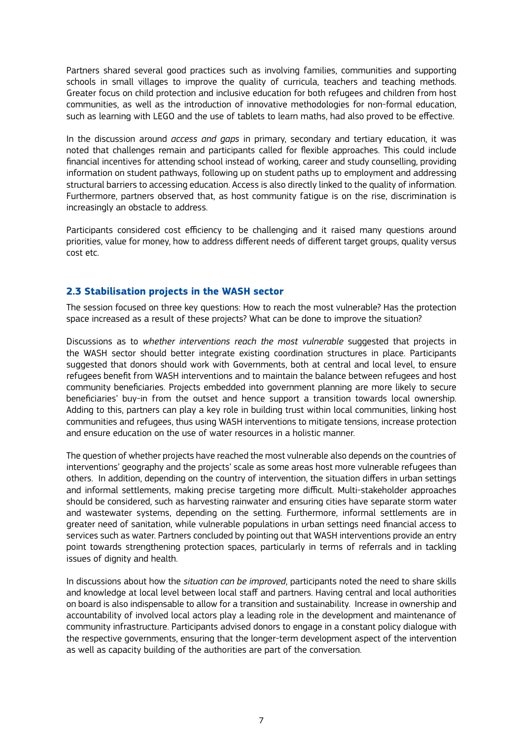Partners shared several good practices such as involving families, communities and supporting schools in small villages to improve the quality of curricula, teachers and teaching methods. Greater focus on child protection and inclusive education for both refugees and children from host communities, as well as the introduction of innovative methodologies for non-formal education, such as learning with LEGO and the use of tablets to learn maths, had also proved to be effective.

In the discussion around *access and gaps* in primary, secondary and tertiary education, it was noted that challenges remain and participants called for flexible approaches. This could include financial incentives for attending school instead of working, career and study counselling, providing information on student pathways, following up on student paths up to employment and addressing structural barriers to accessing education. Access is also directly linked to the quality of information. Furthermore, partners observed that, as host community fatigue is on the rise, discrimination is increasingly an obstacle to address.

Participants considered cost efficiency to be challenging and it raised many questions around priorities, value for money, how to address different needs of different target groups, quality versus cost etc.

### 2.3 Stabilisation projects in the WASH sector

The session focused on three key questions: How to reach the most vulnerable? Has the protection space increased as a result of these projects? What can be done to improve the situation?

Discussions as to *whether interventions reach the most vulnerable* suggested that projects in the WASH sector should better integrate existing coordination structures in place. Participants suggested that donors should work with Governments, both at central and local level, to ensure refugees benefit from WASH interventions and to maintain the balance between refugees and host community beneficiaries. Projects embedded into government planning are more likely to secure beneficiaries' buy-in from the outset and hence support a transition towards local ownership. Adding to this, partners can play a key role in building trust within local communities, linking host communities and refugees, thus using WASH interventions to mitigate tensions, increase protection and ensure education on the use of water resources in a holistic manner.

The question of whether projects have reached the most vulnerable also depends on the countries of interventions' geography and the projects' scale as some areas host more vulnerable refugees than others. In addition, depending on the country of intervention, the situation differs in urban settings and informal settlements, making precise targeting more difficult. Multi-stakeholder approaches should be considered, such as harvesting rainwater and ensuring cities have separate storm water and wastewater systems, depending on the setting. Furthermore, informal settlements are in greater need of sanitation, while vulnerable populations in urban settings need financial access to services such as water. Partners concluded by pointing out that WASH interventions provide an entry point towards strengthening protection spaces, particularly in terms of referrals and in tackling issues of dignity and health.

In discussions about how the *situation can be improved*, participants noted the need to share skills and knowledge at local level between local staff and partners. Having central and local authorities on board is also indispensable to allow for a transition and sustainability. Increase in ownership and accountability of involved local actors play a leading role in the development and maintenance of community infrastructure. Participants advised donors to engage in a constant policy dialogue with the respective governments, ensuring that the longer-term development aspect of the intervention as well as capacity building of the authorities are part of the conversation.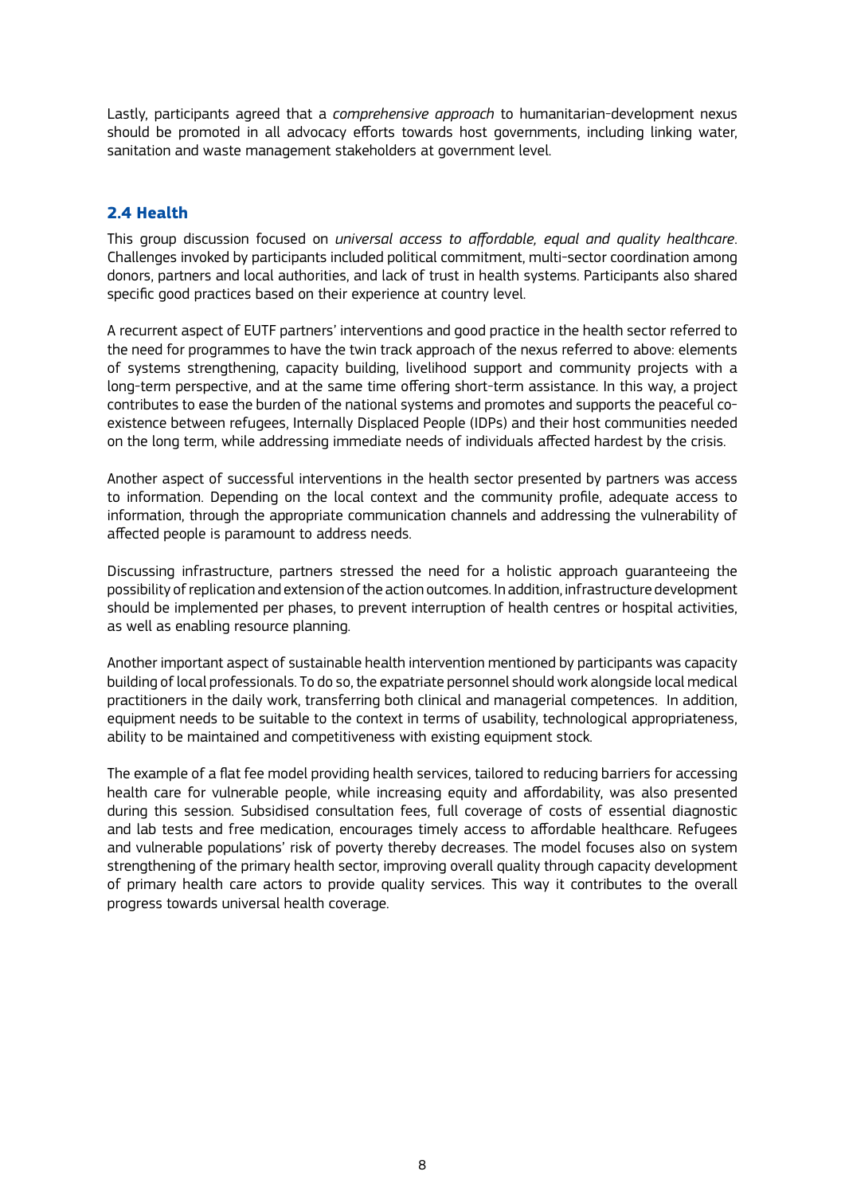Lastly, participants agreed that a *comprehensive approach* to humanitarian-development nexus should be promoted in all advocacy efforts towards host governments, including linking water, sanitation and waste management stakeholders at government level.

## 2.4 Health

This group discussion focused on *universal access to affordable, equal and quality healthcare*. Challenges invoked by participants included political commitment, multi-sector coordination among donors, partners and local authorities, and lack of trust in health systems. Participants also shared specific good practices based on their experience at country level.

A recurrent aspect of EUTF partners' interventions and good practice in the health sector referred to the need for programmes to have the twin track approach of the nexus referred to above: elements of systems strengthening, capacity building, livelihood support and community projects with a long-term perspective, and at the same time offering short-term assistance. In this way, a project contributes to ease the burden of the national systems and promotes and supports the peaceful co-existence between refugees, Internally Displaced People (IDPs) and their host communities needed on the long term, while addressing immediate needs of individuals affected hardest by the crisis.

Another aspect of successful interventions in the health sector presented by partners was access to information. Depending on the local context and the community profile, adequate access to information, through the appropriate communication channels and addressing the vulnerability of affected people is paramount to address needs.

Discussing infrastructure, partners stressed the need for a holistic approach guaranteeing the possibility of replication and extension of the action outcomes. In addition, infrastructure development should be implemented per phases, to prevent interruption of health centres or hospital activities, as well as enabling resource planning.

Another important aspect of sustainable health intervention mentioned by participants was capacity building of local professionals. To do so, the expatriate personnel should work alongside local medical practitioners in the daily work, transferring both clinical and managerial competences. In addition, equipment needs to be suitable to the context in terms of usability, technological appropriateness, ability to be maintained and competitiveness with existing equipment stock.

The example of a flat fee model providing health services, tailored to reducing barriers for accessing health care for vulnerable people, while increasing equity and affordability, was also presented during this session. Subsidised consultation fees, full coverage of costs of essential diagnostic and lab tests and free medication, encourages timely access to affordable healthcare. Refugees and vulnerable populations' risk of poverty thereby decreases. The model focuses also on system strengthening of the primary health sector, improving overall quality through capacity development of primary health care actors to provide quality services. This way it contributes to the overall progress towards universal health coverage.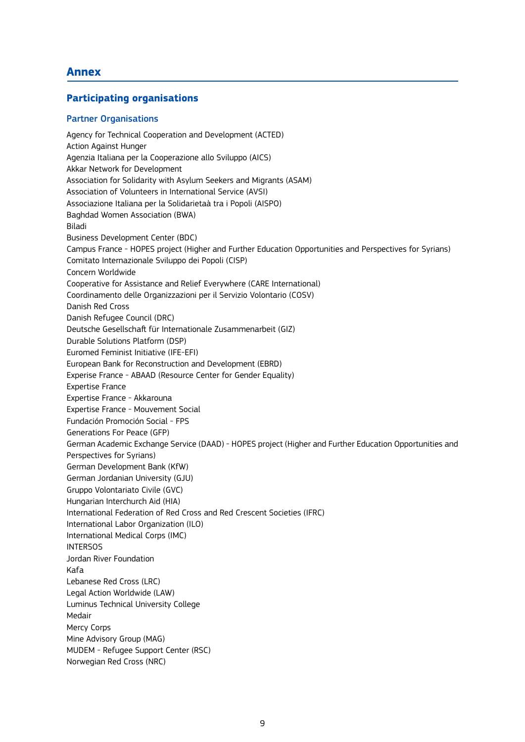# Annex

## Participating organisations

### Partner Organisations

Agency for Technical Cooperation and Development (ACTED)
Action Against Hunger
Agenzia Italiana per la Cooperazione allo Sviluppo (AICS)
Akkar Network for Development
Association for Solidarity with Asylum Seekers and Migrants (ASAM)
Association of Volunteers in International Service (AVSI)
Associazione Italiana per la Solidarietaà tra i Popoli (AISPO)
Baghdad Women Association (BWA)
Biladi
Business Development Center (BDC)
Campus France - HOPES project (Higher and Further Education Opportunities and Perspectives for Syrians)
Comitato Internazionale Sviluppo dei Popoli (CISP)
Concern Worldwide
Cooperative for Assistance and Relief Everywhere (CARE International)
Coordinamento delle Organizzazioni per il Servizio Volontario (COSV)
Danish Red Cross
Danish Refugee Council (DRC)
Deutsche Gesellschaft für Internationale Zusammenarbeit (GIZ)
Durable Solutions Platform (DSP)
Euromed Feminist Initiative (IFE-EFI)
European Bank for Reconstruction and Development (EBRD)
Experise France - ABAAD (Resource Center for Gender Equality)
Expertise France
Expertise France - Akkarouna
Expertise France - Mouvement Social
Fundación Promoción Social - FPS
Generations For Peace (GFP)
German Academic Exchange Service (DAAD) - HOPES project (Higher and Further Education Opportunities and Perspectives for Syrians)
German Development Bank (KfW)
German Jordanian University (GJU)
Gruppo Volontariato Civile (GVC)
Hungarian Interchurch Aid (HIA)
International Federation of Red Cross and Red Crescent Societies (IFRC)
International Labor Organization (ILO)
International Medical Corps (IMC)
INTERSOS
Jordan River Foundation
Kafa
Lebanese Red Cross (LRC)
Legal Action Worldwide (LAW)
Luminus Technical University College
Medair
Mercy Corps
Mine Advisory Group (MAG)
MUDEM - Refugee Support Center (RSC)
Norwegian Red Cross (NRC)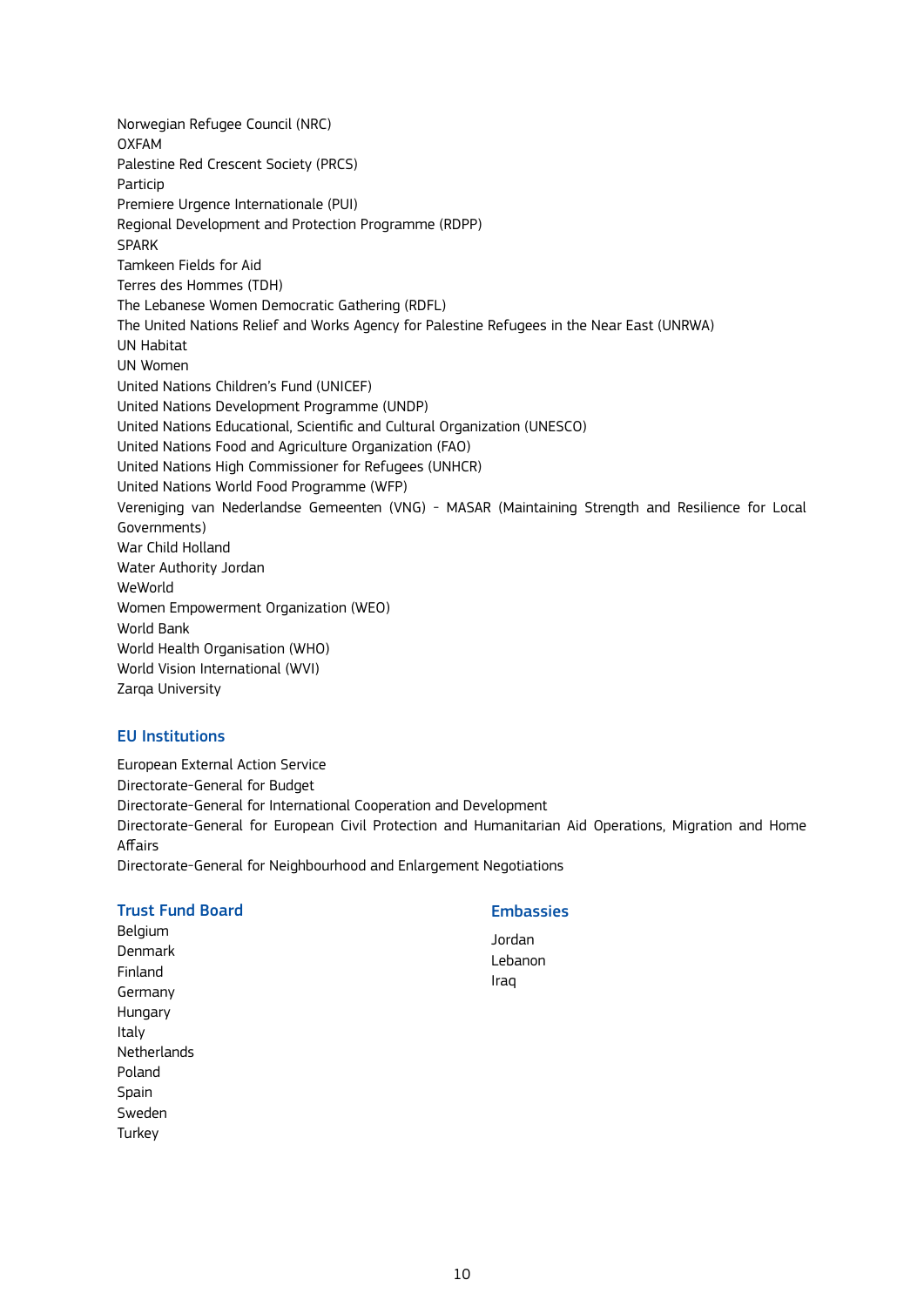Norwegian Refugee Council (NRC)
OXFAM
Palestine Red Crescent Society (PRCS)
Particip
Premiere Urgence Internationale (PUI)
Regional Development and Protection Programme (RDPP)
SPARK
Tamkeen Fields for Aid
Terres des Hommes (TDH)
The Lebanese Women Democratic Gathering (RDFL)
The United Nations Relief and Works Agency for Palestine Refugees in the Near East (UNRWA)
UN Habitat
UN Women
United Nations Children's Fund (UNICEF)
United Nations Development Programme (UNDP)
United Nations Educational, Scientific and Cultural Organization (UNESCO)
United Nations Food and Agriculture Organization (FAO)
United Nations High Commissioner for Refugees (UNHCR)
United Nations World Food Programme (WFP)
Vereniging van Nederlandse Gemeenten (VNG) - MASAR (Maintaining Strength and Resilience for Local Governments)
War Child Holland
Water Authority Jordan
WeWorld
Women Empowerment Organization (WEO)
World Bank
World Health Organisation (WHO)
World Vision International (WVI)
Zarqa University

### EU Institutions

European External Action Service
Directorate-General for Budget
Directorate-General for International Cooperation and Development
Directorate-General for European Civil Protection and Humanitarian Aid Operations, Migration and Home Affairs
Directorate-General for Neighbourhood and Enlargement Negotiations

### Trust Fund Board

Belgium
Denmark
Finland
Germany
Hungary
Italy
Netherlands
Poland
Spain
Sweden
Turkey

### Embassies

Jordan
Lebanon
Iraq